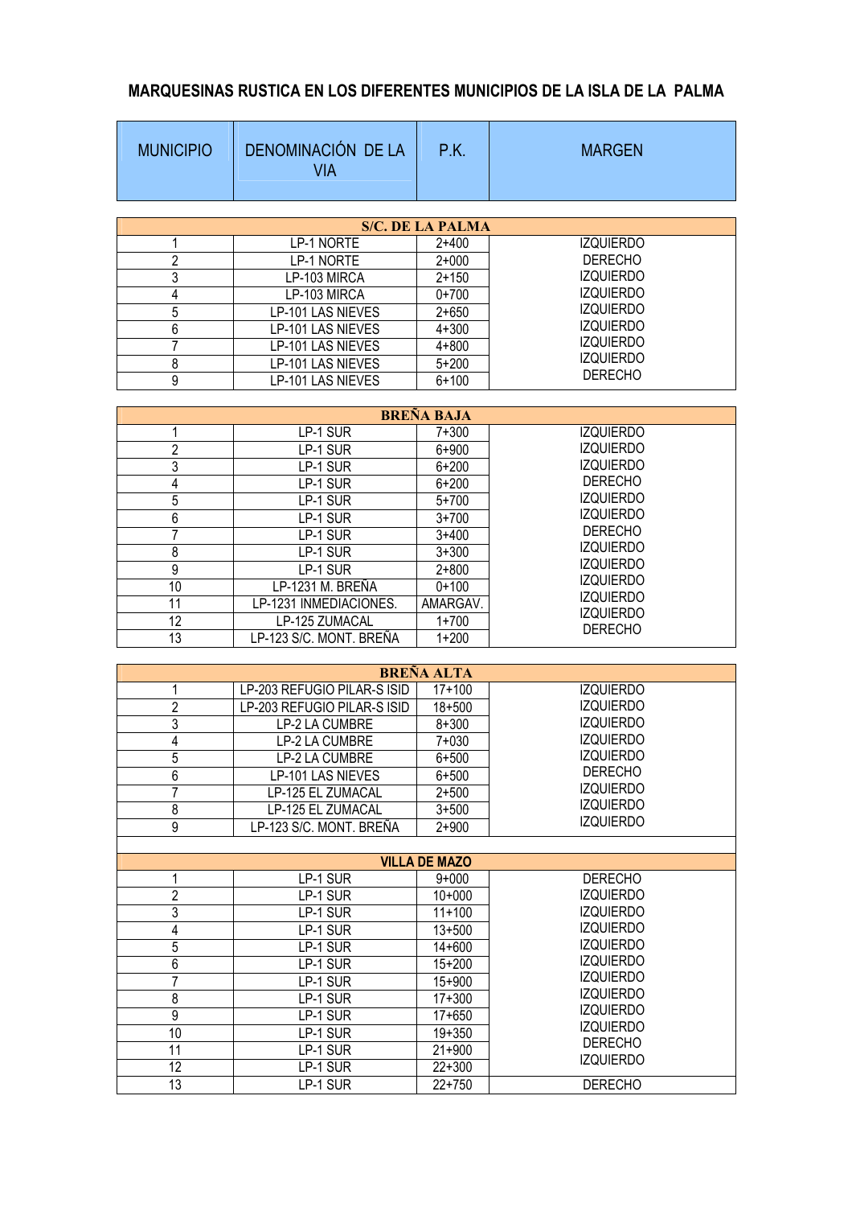# MARQUESINAS RUSTICA EN LOS DIFERENTES MUNICIPIOS DE LA ISLA DE LA PALMA

| MUNICIPIO | DENOMINACIÓN DE LA VIA | P.K. | MARGEN |
|---|---|---|---|
| **S/C. DE LA PALMA** | | | |
| 1 | LP-1 NORTE | 2+400 | IZQUIERDO |
| 2 | LP-1 NORTE | 2+000 | DERECHO |
| 3 | LP-103 MIRCA | 2+150 | IZQUIERDO |
| 4 | LP-103 MIRCA | 0+700 | IZQUIERDO |
| 5 | LP-101 LAS NIEVES | 2+650 | IZQUIERDO |
| 6 | LP-101 LAS NIEVES | 4+300 | IZQUIERDO |
| 7 | LP-101 LAS NIEVES | 4+800 | IZQUIERDO |
| 8 | LP-101 LAS NIEVES | 5+200 | IZQUIERDO |
| 9 | LP-101 LAS NIEVES | 6+100 | DERECHO |
| **BREÑA BAJA** | | | |
| 1 | LP-1 SUR | 7+300 | IZQUIERDO |
| 2 | LP-1 SUR | 6+900 | IZQUIERDO |
| 3 | LP-1 SUR | 6+200 | IZQUIERDO |
| 4 | LP-1 SUR | 6+200 | DERECHO |
| 5 | LP-1 SUR | 5+700 | IZQUIERDO |
| 6 | LP-1 SUR | 3+700 | IZQUIERDO |
| 7 | LP-1 SUR | 3+400 | DERECHO |
| 8 | LP-1 SUR | 3+300 | IZQUIERDO |
| 9 | LP-1 SUR | 2+800 | IZQUIERDO |
| 10 | LP-1231 M. BREÑA | 0+100 | IZQUIERDO |
| 11 | LP-1231 INMEDIACIONES. | AMARGAV. | IZQUIERDO |
| 12 | LP-125 ZUMACAL | 1+700 | IZQUIERDO |
| 13 | LP-123 S/C. MONT. BREÑA | 1+200 | DERECHO |
| **BREÑA ALTA** | | | |
| 1 | LP-203 REFUGIO PILAR-S ISID | 17+100 | IZQUIERDO |
| 2 | LP-203 REFUGIO PILAR-S ISID | 18+500 | IZQUIERDO |
| 3 | LP-2 LA CUMBRE | 8+300 | IZQUIERDO |
| 4 | LP-2 LA CUMBRE | 7+030 | IZQUIERDO |
| 5 | LP-2 LA CUMBRE | 6+500 | IZQUIERDO |
| 6 | LP-101 LAS NIEVES | 6+500 | DERECHO |
| 7 | LP-125 EL ZUMACAL | 2+500 | IZQUIERDO |
| 8 | LP-125 EL ZUMACAL | 3+500 | IZQUIERDO |
| 9 | LP-123 S/C. MONT. BREÑA | 2+900 | IZQUIERDO |
| **VILLA DE MAZO** | | | |
| 1 | LP-1 SUR | 9+000 | DERECHO |
| 2 | LP-1 SUR | 10+000 | IZQUIERDO |
| 3 | LP-1 SUR | 11+100 | IZQUIERDO |
| 4 | LP-1 SUR | 13+500 | IZQUIERDO |
| 5 | LP-1 SUR | 14+600 | IZQUIERDO |
| 6 | LP-1 SUR | 15+200 | IZQUIERDO |
| 7 | LP-1 SUR | 15+900 | IZQUIERDO |
| 8 | LP-1 SUR | 17+300 | IZQUIERDO |
| 9 | LP-1 SUR | 17+650 | IZQUIERDO |
| 10 | LP-1 SUR | 19+350 | IZQUIERDO |
| 11 | LP-1 SUR | 21+900 | DERECHO |
| 12 | LP-1 SUR | 22+300 | IZQUIERDO |
| 13 | LP-1 SUR | 22+750 | DERECHO |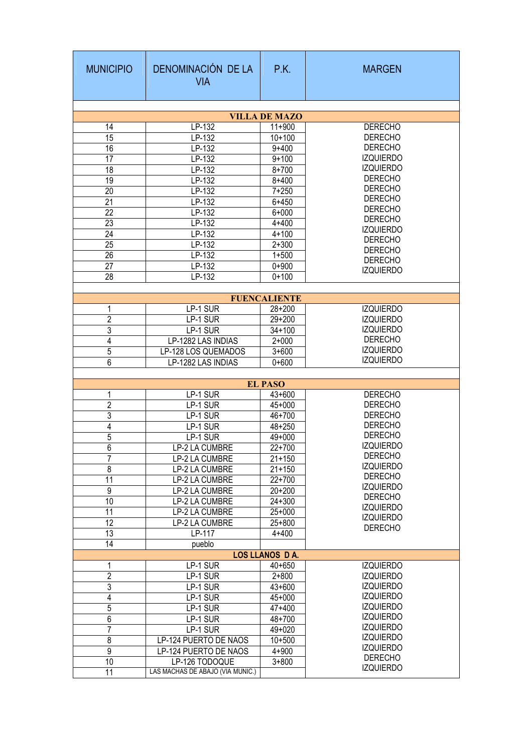| MUNICIPIO | DENOMINACIÓN DE LA VIA | P.K. | MARGEN |
|---|---|---|---|
| | | | |
| **VILLA DE MAZO** | | | |
| 14 | LP-132 | 11+900 | DERECHO |
| 15 | LP-132 | 10+100 | DERECHO |
| 16 | LP-132 | 9+400 | DERECHO |
| 17 | LP-132 | 9+100 | IZQUIERDO |
| 18 | LP-132 | 8+700 | IZQUIERDO |
| 19 | LP-132 | 8+400 | DERECHO |
| 20 | LP-132 | 7+250 | DERECHO |
| 21 | LP-132 | 6+450 | DERECHO |
| 22 | LP-132 | 6+000 | DERECHO |
| 23 | LP-132 | 4+400 | DERECHO |
| 24 | LP-132 | 4+100 | IZQUIERDO |
| 25 | LP-132 | 2+300 | DERECHO |
| 26 | LP-132 | 1+500 | DERECHO |
| 27 | LP-132 | 0+900 | DERECHO |
| 28 | LP-132 | 0+100 | IZQUIERDO |
| | | | |
| **FUENCALIENTE** | | | |
| 1 | LP-1 SUR | 28+200 | IZQUIERDO |
| 2 | LP-1 SUR | 29+200 | IZQUIERDO |
| 3 | LP-1 SUR | 34+100 | IZQUIERDO |
| 4 | LP-1282 LAS INDIAS | 2+000 | DERECHO |
| 5 | LP-128 LOS QUEMADOS | 3+600 | IZQUIERDO |
| 6 | LP-1282 LAS INDIAS | 0+600 | IZQUIERDO |
| | | | |
| **EL PASO** | | | |
| 1 | LP-1 SUR | 43+600 | DERECHO |
| 2 | LP-1 SUR | 45+000 | DERECHO |
| 3 | LP-1 SUR | 46+700 | DERECHO |
| 4 | LP-1 SUR | 48+250 | DERECHO |
| 5 | LP-1 SUR | 49+000 | DERECHO |
| 6 | LP-2 LA CUMBRE | 22+700 | IZQUIERDO |
| 7 | LP-2 LA CUMBRE | 21+150 | DERECHO |
| 8 | LP-2 LA CUMBRE | 21+150 | IZQUIERDO |
| 11 | LP-2 LA CUMBRE | 22+700 | DERECHO |
| 9 | LP-2 LA CUMBRE | 20+200 | IZQUIERDO |
| 10 | LP-2 LA CUMBRE | 24+300 | DERECHO |
| 11 | LP-2 LA CUMBRE | 25+000 | IZQUIERDO |
| 12 | LP-2 LA CUMBRE | 25+800 | IZQUIERDO |
| 13 | LP-117 | 4+400 | DERECHO |
| 14 | pueblo | | |
| **LOS LLANOS D A.** | | | |
| 1 | LP-1 SUR | 40+650 | IZQUIERDO |
| 2 | LP-1 SUR | 2+800 | IZQUIERDO |
| 3 | LP-1 SUR | 43+600 | IZQUIERDO |
| 4 | LP-1 SUR | 45+000 | IZQUIERDO |
| 5 | LP-1 SUR | 47+400 | IZQUIERDO |
| 6 | LP-1 SUR | 48+700 | IZQUIERDO |
| 7 | LP-1 SUR | 49+020 | IZQUIERDO |
| 8 | LP-124 PUERTO DE NAOS | 10+500 | IZQUIERDO |
| 9 | LP-124 PUERTO DE NAOS | 4+900 | IZQUIERDO |
| 10 | LP-126 TODOQUE | 3+800 | DERECHO |
| 11 | LAS MACHAS DE ABAJO (VIA MUNIC.) | | IZQUIERDO |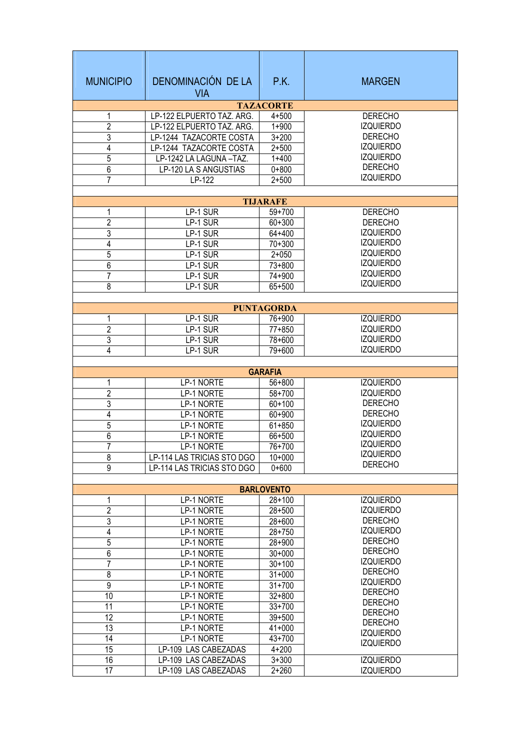| MUNICIPIO | DENOMINACIÓN DE LA VIA | P.K. | MARGEN |
|---|---|---|---|
| **TAZACORTE** | | | |
| 1 | LP-122 ELPUERTO TAZ. ARG. | 4+500 | DERECHO |
| 2 | LP-122 ELPUERTO TAZ. ARG. | 1+900 | IZQUIERDO |
| 3 | LP-1244 TAZACORTE COSTA | 3+200 | DERECHO |
| 4 | LP-1244 TAZACORTE COSTA | 2+500 | IZQUIERDO |
| 5 | LP-1242 LA LAGUNA –TAZ. | 1+400 | IZQUIERDO |
| 6 | LP-120 LA S ANGUSTIAS | 0+800 | DERECHO |
| 7 | LP-122 | 2+500 | IZQUIERDO |
| | | | |
| **TIJARAFE** | | | |
| 1 | LP-1 SUR | 59+700 | DERECHO |
| 2 | LP-1 SUR | 60+300 | DERECHO |
| 3 | LP-1 SUR | 64+400 | IZQUIERDO |
| 4 | LP-1 SUR | 70+300 | IZQUIERDO |
| 5 | LP-1 SUR | 2+050 | IZQUIERDO |
| 6 | LP-1 SUR | 73+800 | IZQUIERDO |
| 7 | LP-1 SUR | 74+900 | IZQUIERDO |
| 8 | LP-1 SUR | 65+500 | IZQUIERDO |
| | | | |
| **PUNTAGORDA** | | | |
| 1 | LP-1 SUR | 76+900 | IZQUIERDO |
| 2 | LP-1 SUR | 77+850 | IZQUIERDO |
| 3 | LP-1 SUR | 78+600 | IZQUIERDO |
| 4 | LP-1 SUR | 79+600 | IZQUIERDO |
| | | | |
| **GARAFIA** | | | |
| 1 | LP-1 NORTE | 56+800 | IZQUIERDO |
| 2 | LP-1 NORTE | 58+700 | IZQUIERDO |
| 3 | LP-1 NORTE | 60+100 | DERECHO |
| 4 | LP-1 NORTE | 60+900 | DERECHO |
| 5 | LP-1 NORTE | 61+850 | IZQUIERDO |
| 6 | LP-1 NORTE | 66+500 | IZQUIERDO |
| 7 | LP-1 NORTE | 76+700 | IZQUIERDO |
| 8 | LP-114 LAS TRICIAS STO DGO | 10+000 | IZQUIERDO |
| 9 | LP-114 LAS TRICIAS STO DGO | 0+600 | DERECHO |
| | | | |
| **BARLOVENTO** | | | |
| 1 | LP-1 NORTE | 28+100 | IZQUIERDO |
| 2 | LP-1 NORTE | 28+500 | IZQUIERDO |
| 3 | LP-1 NORTE | 28+600 | DERECHO |
| 4 | LP-1 NORTE | 28+750 | IZQUIERDO |
| 5 | LP-1 NORTE | 28+900 | DERECHO |
| 6 | LP-1 NORTE | 30+000 | DERECHO |
| 7 | LP-1 NORTE | 30+100 | IZQUIERDO |
| 8 | LP-1 NORTE | 31+000 | DERECHO |
| 9 | LP-1 NORTE | 31+700 | IZQUIERDO |
| 10 | LP-1 NORTE | 32+800 | DERECHO |
| 11 | LP-1 NORTE | 33+700 | DERECHO |
| 12 | LP-1 NORTE | 39+500 | DERECHO |
| 13 | LP-1 NORTE | 41+000 | DERECHO |
| 14 | LP-1 NORTE | 43+700 | IZQUIERDO |
| 15 | LP-109 LAS CABEZADAS | 4+200 | IZQUIERDO |
| 16 | LP-109 LAS CABEZADAS | 3+300 | IZQUIERDO |
| 17 | LP-109 LAS CABEZADAS | 2+260 | IZQUIERDO |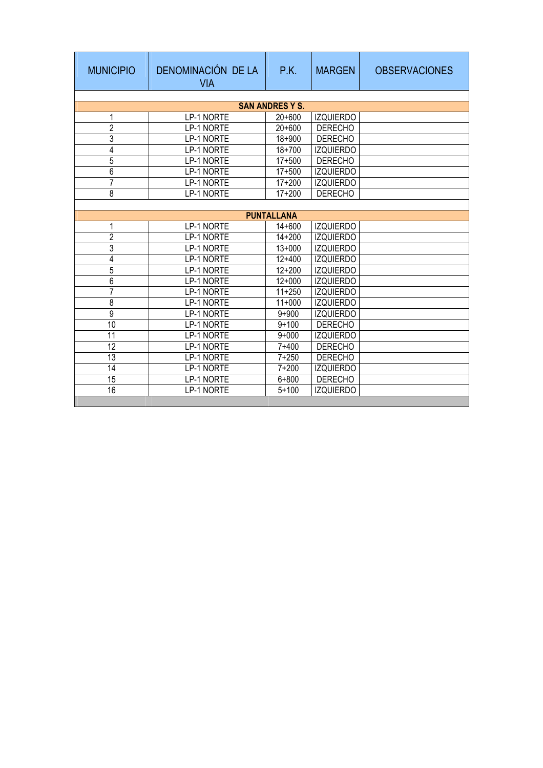| MUNICIPIO | DENOMINACIÓN DE LA VIA | P.K. | MARGEN | OBSERVACIONES |
|---|---|---|---|---|
| | | | | |
| **SAN ANDRES Y S.** | | | | |
| 1 | LP-1 NORTE | 20+600 | IZQUIERDO | |
| 2 | LP-1 NORTE | 20+600 | DERECHO | |
| 3 | LP-1 NORTE | 18+900 | DERECHO | |
| 4 | LP-1 NORTE | 18+700 | IZQUIERDO | |
| 5 | LP-1 NORTE | 17+500 | DERECHO | |
| 6 | LP-1 NORTE | 17+500 | IZQUIERDO | |
| 7 | LP-1 NORTE | 17+200 | IZQUIERDO | |
| 8 | LP-1 NORTE | 17+200 | DERECHO | |
| | | | | |
| **PUNTALLANA** | | | | |
| 1 | LP-1 NORTE | 14+600 | IZQUIERDO | |
| 2 | LP-1 NORTE | 14+200 | IZQUIERDO | |
| 3 | LP-1 NORTE | 13+000 | IZQUIERDO | |
| 4 | LP-1 NORTE | 12+400 | IZQUIERDO | |
| 5 | LP-1 NORTE | 12+200 | IZQUIERDO | |
| 6 | LP-1 NORTE | 12+000 | IZQUIERDO | |
| 7 | LP-1 NORTE | 11+250 | IZQUIERDO | |
| 8 | LP-1 NORTE | 11+000 | IZQUIERDO | |
| 9 | LP-1 NORTE | 9+900 | IZQUIERDO | |
| 10 | LP-1 NORTE | 9+100 | DERECHO | |
| 11 | LP-1 NORTE | 9+000 | IZQUIERDO | |
| 12 | LP-1 NORTE | 7+400 | DERECHO | |
| 13 | LP-1 NORTE | 7+250 | DERECHO | |
| 14 | LP-1 NORTE | 7+200 | IZQUIERDO | |
| 15 | LP-1 NORTE | 6+800 | DERECHO | |
| 16 | LP-1 NORTE | 5+100 | IZQUIERDO | |